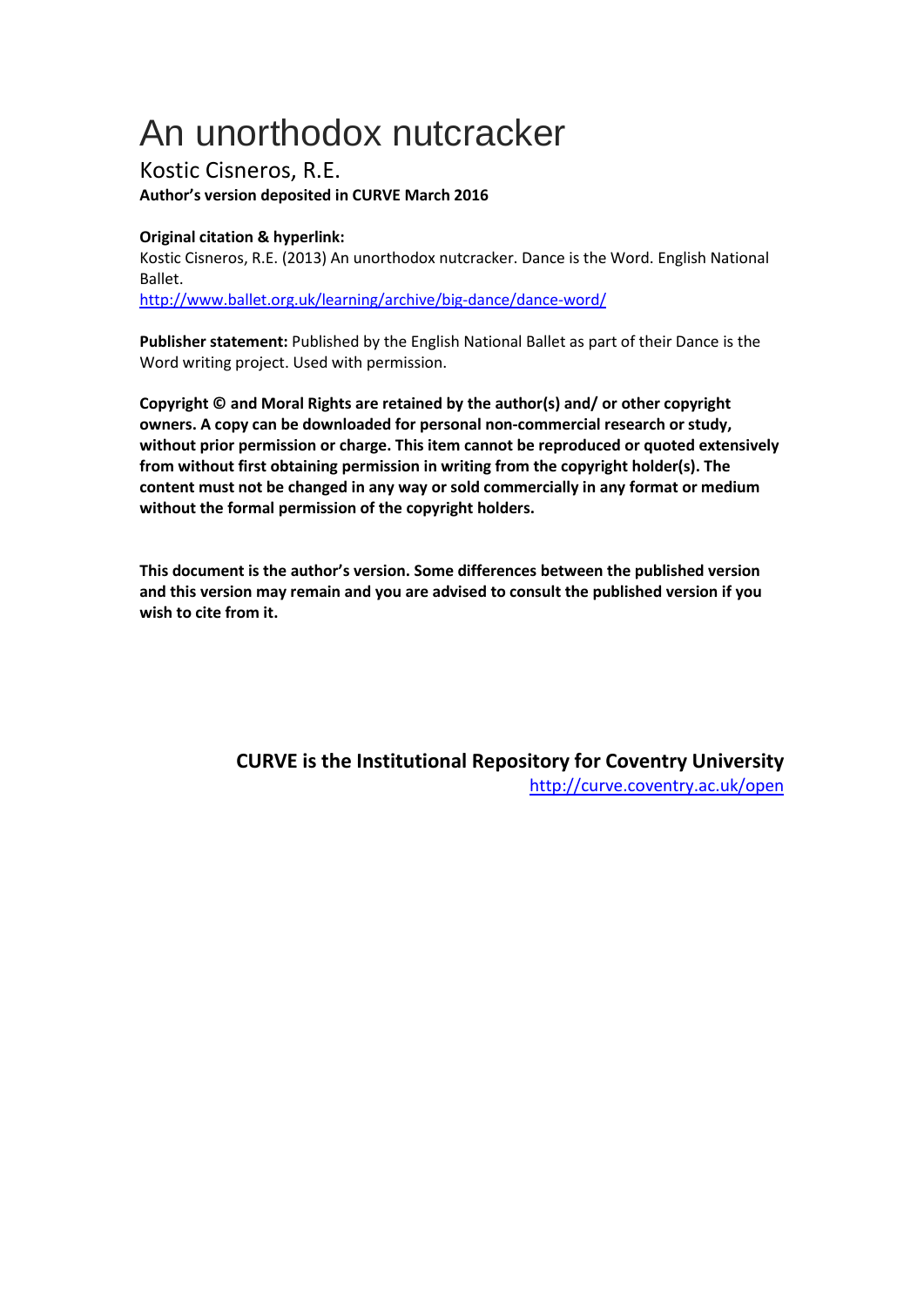# An unorthodox nutcracker

Kostic Cisneros, R.E.

**Author's version deposited in CURVE March 2016**

**Original citation & hyperlink:**

Kostic Cisneros, R.E. (2013) An unorthodox nutcracker. Dance is the Word. English National Ballet.

http://www.ballet.org.uk/learning/archive/big-dance/dance-word/

**Publisher statement:** Published by the English National Ballet as part of their Dance is the Word writing project. Used with permission.

**Copyright © and Moral Rights are retained by the author(s) and/ or other copyright owners. A copy can be downloaded for personal non-commercial research or study, without prior permission or charge. This item cannot be reproduced or quoted extensively from without first obtaining permission in writing from the copyright holder(s). The content must not be changed in any way or sold commercially in any format or medium without the formal permission of the copyright holders.**

**This document is the author's version. Some differences between the published version and this version may remain and you are advised to consult the published version if you wish to cite from it.**

**CURVE is the Institutional Repository for Coventry University**

http://curve.coventry.ac.uk/open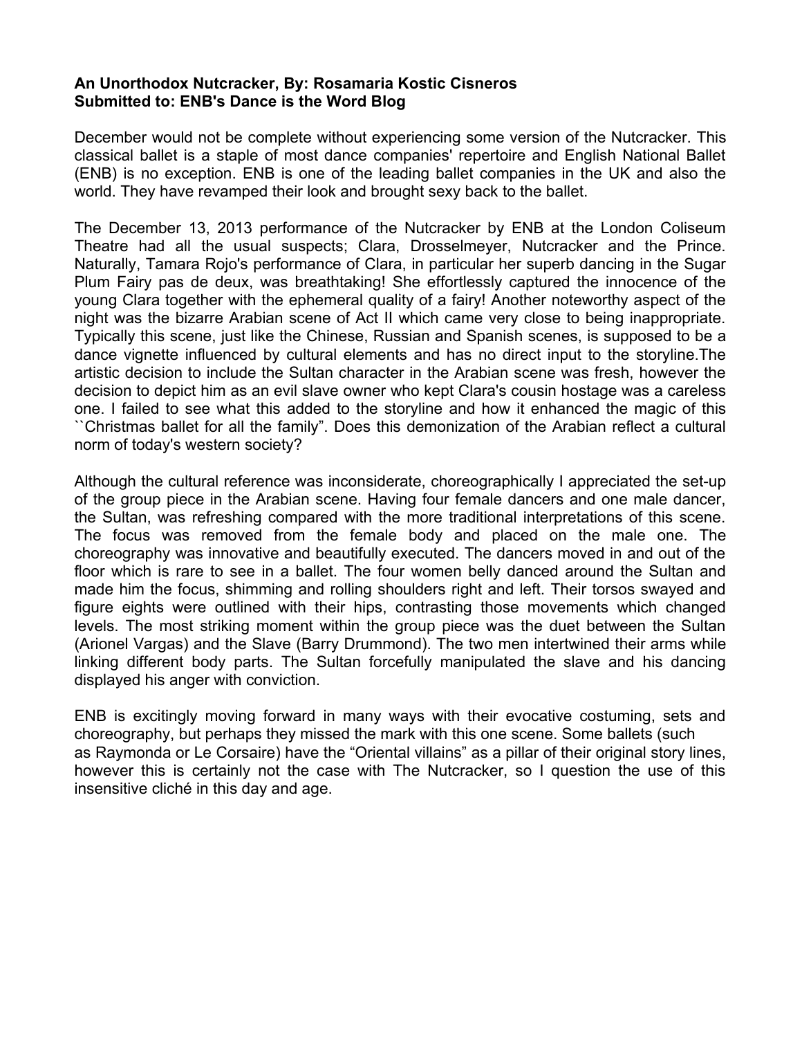**An Unorthodox Nutcracker, By: Rosamaria Kostic Cisneros**
**Submitted to: ENB's Dance is the Word Blog**

December would not be complete without experiencing some version of the Nutcracker. This classical ballet is a staple of most dance companies' repertoire and English National Ballet (ENB) is no exception. ENB is one of the leading ballet companies in the UK and also the world. They have revamped their look and brought sexy back to the ballet.

The December 13, 2013 performance of the Nutcracker by ENB at the London Coliseum Theatre had all the usual suspects; Clara, Drosselmeyer, Nutcracker and the Prince. Naturally, Tamara Rojo's performance of Clara, in particular her superb dancing in the Sugar Plum Fairy pas de deux, was breathtaking! She effortlessly captured the innocence of the young Clara together with the ephemeral quality of a fairy! Another noteworthy aspect of the night was the bizarre Arabian scene of Act II which came very close to being inappropriate. Typically this scene, just like the Chinese, Russian and Spanish scenes, is supposed to be a dance vignette influenced by cultural elements and has no direct input to the storyline.The artistic decision to include the Sultan character in the Arabian scene was fresh, however the decision to depict him as an evil slave owner who kept Clara's cousin hostage was a careless one. I failed to see what this added to the storyline and how it enhanced the magic of this ``Christmas ballet for all the family". Does this demonization of the Arabian reflect a cultural norm of today's western society?

Although the cultural reference was inconsiderate, choreographically I appreciated the set-up of the group piece in the Arabian scene. Having four female dancers and one male dancer, the Sultan, was refreshing compared with the more traditional interpretations of this scene. The focus was removed from the female body and placed on the male one. The choreography was innovative and beautifully executed. The dancers moved in and out of the floor which is rare to see in a ballet. The four women belly danced around the Sultan and made him the focus, shimming and rolling shoulders right and left. Their torsos swayed and figure eights were outlined with their hips, contrasting those movements which changed levels. The most striking moment within the group piece was the duet between the Sultan (Arionel Vargas) and the Slave (Barry Drummond). The two men intertwined their arms while linking different body parts. The Sultan forcefully manipulated the slave and his dancing displayed his anger with conviction.

ENB is excitingly moving forward in many ways with their evocative costuming, sets and choreography, but perhaps they missed the mark with this one scene. Some ballets (such as Raymonda or Le Corsaire) have the "Oriental villains" as a pillar of their original story lines, however this is certainly not the case with The Nutcracker, so I question the use of this insensitive cliché in this day and age.